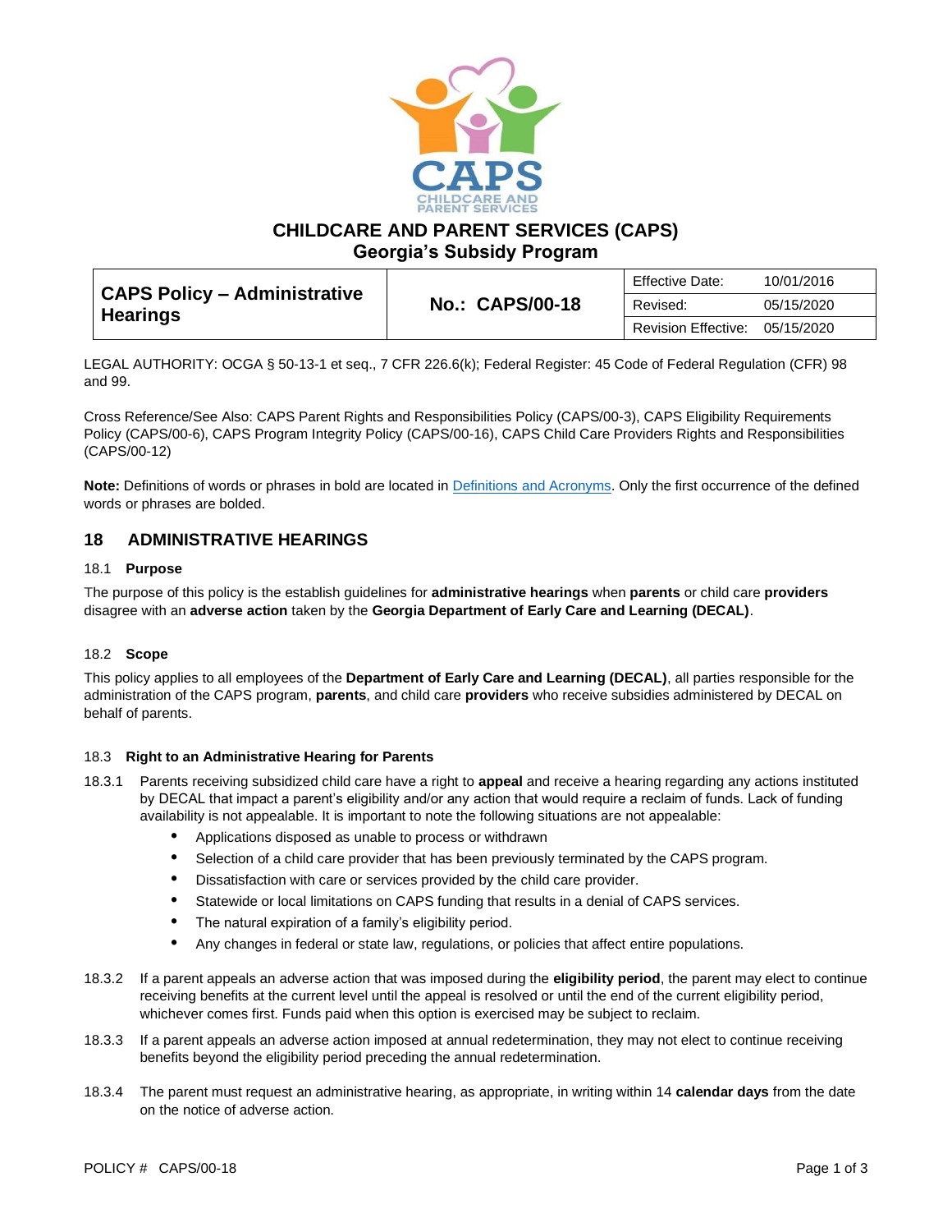# CHILDCARE AND PARENT SERVICES (CAPS)
## Georgia's Subsidy Program

| CAPS Policy – Administrative Hearings | No.: CAPS/00-18 | Effective Date: | 10/01/2016 |
|---|---|---|---|
| | | Revised: | 05/15/2020 |
| | | Revision Effective: | 05/15/2020 |

LEGAL AUTHORITY: OCGA § 50-13-1 et seq., 7 CFR 226.6(k); Federal Register: 45 Code of Federal Regulation (CFR) 98 and 99.

Cross Reference/See Also: CAPS Parent Rights and Responsibilities Policy (CAPS/00-3), CAPS Eligibility Requirements Policy (CAPS/00-6), CAPS Program Integrity Policy (CAPS/00-16), CAPS Child Care Providers Rights and Responsibilities (CAPS/00-12)

**Note:** Definitions of words or phrases in bold are located in Definitions and Acronyms. Only the first occurrence of the defined words or phrases are bolded.

## 18 ADMINISTRATIVE HEARINGS

### 18.1 Purpose

The purpose of this policy is the establish guidelines for **administrative hearings** when **parents** or child care **providers** disagree with an **adverse action** taken by the **Georgia Department of Early Care and Learning (DECAL)**.

### 18.2 Scope

This policy applies to all employees of the **Department of Early Care and Learning (DECAL)**, all parties responsible for the administration of the CAPS program, **parents**, and child care **providers** who receive subsidies administered by DECAL on behalf of parents.

### 18.3 Right to an Administrative Hearing for Parents

18.3.1 Parents receiving subsidized child care have a right to **appeal** and receive a hearing regarding any actions instituted by DECAL that impact a parent's eligibility and/or any action that would require a reclaim of funds. Lack of funding availability is not appealable. It is important to note the following situations are not appealable:

- Applications disposed as unable to process or withdrawn
- Selection of a child care provider that has been previously terminated by the CAPS program.
- Dissatisfaction with care or services provided by the child care provider.
- Statewide or local limitations on CAPS funding that results in a denial of CAPS services.
- The natural expiration of a family's eligibility period.
- Any changes in federal or state law, regulations, or policies that affect entire populations.

18.3.2 If a parent appeals an adverse action that was imposed during the **eligibility period**, the parent may elect to continue receiving benefits at the current level until the appeal is resolved or until the end of the current eligibility period, whichever comes first. Funds paid when this option is exercised may be subject to reclaim.

18.3.3 If a parent appeals an adverse action imposed at annual redetermination, they may not elect to continue receiving benefits beyond the eligibility period preceding the annual redetermination.

18.3.4 The parent must request an administrative hearing, as appropriate, in writing within 14 **calendar days** from the date on the notice of adverse action.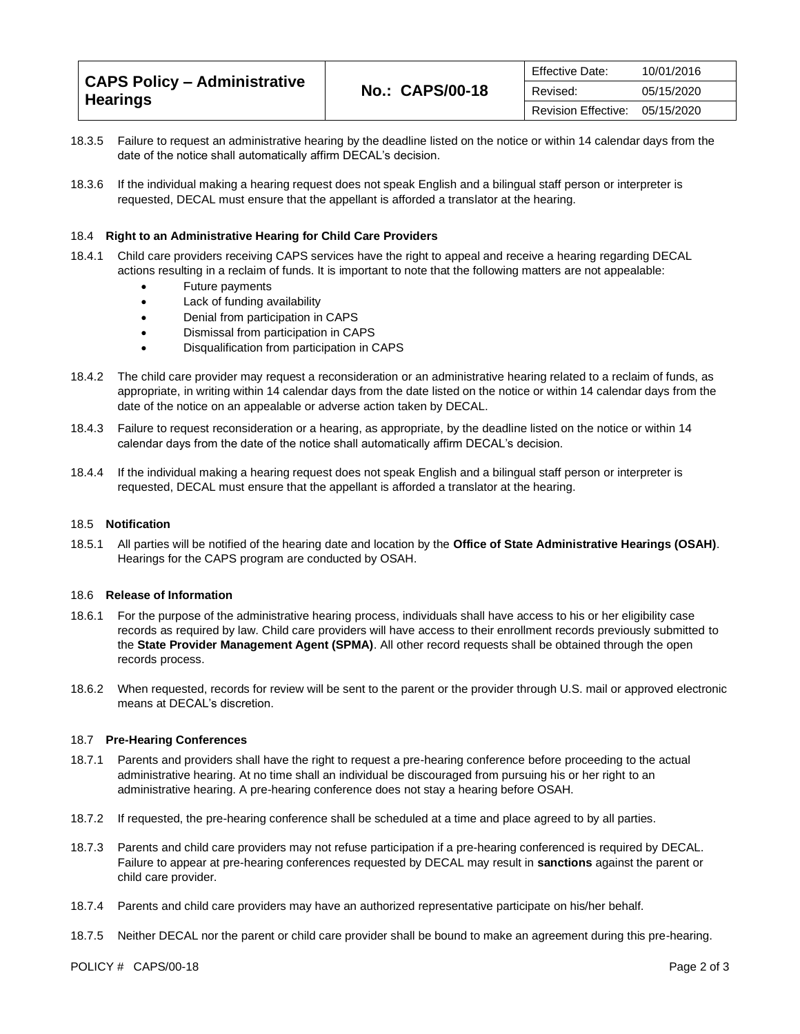18.3.5 Failure to request an administrative hearing by the deadline listed on the notice or within 14 calendar days from the date of the notice shall automatically affirm DECAL's decision.

18.3.6 If the individual making a hearing request does not speak English and a bilingual staff person or interpreter is requested, DECAL must ensure that the appellant is afforded a translator at the hearing.

### 18.4 Right to an Administrative Hearing for Child Care Providers

18.4.1 Child care providers receiving CAPS services have the right to appeal and receive a hearing regarding DECAL actions resulting in a reclaim of funds. It is important to note that the following matters are not appealable:

- Future payments
- Lack of funding availability
- Denial from participation in CAPS
- Dismissal from participation in CAPS
- Disqualification from participation in CAPS

18.4.2 The child care provider may request a reconsideration or an administrative hearing related to a reclaim of funds, as appropriate, in writing within 14 calendar days from the date listed on the notice or within 14 calendar days from the date of the notice on an appealable or adverse action taken by DECAL.

18.4.3 Failure to request reconsideration or a hearing, as appropriate, by the deadline listed on the notice or within 14 calendar days from the date of the notice shall automatically affirm DECAL's decision.

18.4.4 If the individual making a hearing request does not speak English and a bilingual staff person or interpreter is requested, DECAL must ensure that the appellant is afforded a translator at the hearing.

### 18.5 Notification

18.5.1 All parties will be notified of the hearing date and location by the **Office of State Administrative Hearings (OSAH)**. Hearings for the CAPS program are conducted by OSAH.

### 18.6 Release of Information

18.6.1 For the purpose of the administrative hearing process, individuals shall have access to his or her eligibility case records as required by law. Child care providers will have access to their enrollment records previously submitted to the **State Provider Management Agent (SPMA)**. All other record requests shall be obtained through the open records process.

18.6.2 When requested, records for review will be sent to the parent or the provider through U.S. mail or approved electronic means at DECAL's discretion.

### 18.7 Pre-Hearing Conferences

18.7.1 Parents and providers shall have the right to request a pre-hearing conference before proceeding to the actual administrative hearing. At no time shall an individual be discouraged from pursuing his or her right to an administrative hearing. A pre-hearing conference does not stay a hearing before OSAH.

18.7.2 If requested, the pre-hearing conference shall be scheduled at a time and place agreed to by all parties.

18.7.3 Parents and child care providers may not refuse participation if a pre-hearing conferenced is required by DECAL. Failure to appear at pre-hearing conferences requested by DECAL may result in **sanctions** against the parent or child care provider.

18.7.4 Parents and child care providers may have an authorized representative participate on his/her behalf.

18.7.5 Neither DECAL nor the parent or child care provider shall be bound to make an agreement during this pre-hearing.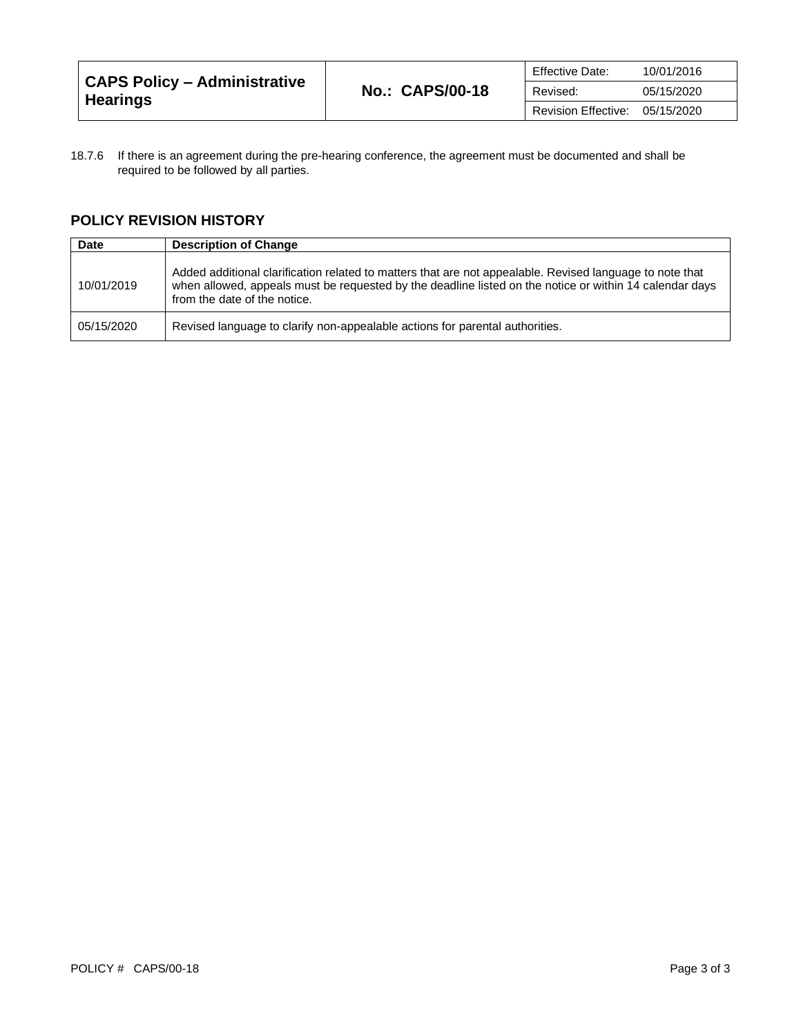18.7.6 If there is an agreement during the pre-hearing conference, the agreement must be documented and shall be required to be followed by all parties.

## POLICY REVISION HISTORY

| Date | Description of Change |
| --- | --- |
| 10/01/2019 | Added additional clarification related to matters that are not appealable. Revised language to note that when allowed, appeals must be requested by the deadline listed on the notice or within 14 calendar days from the date of the notice. |
| 05/15/2020 | Revised language to clarify non-appealable actions for parental authorities. |